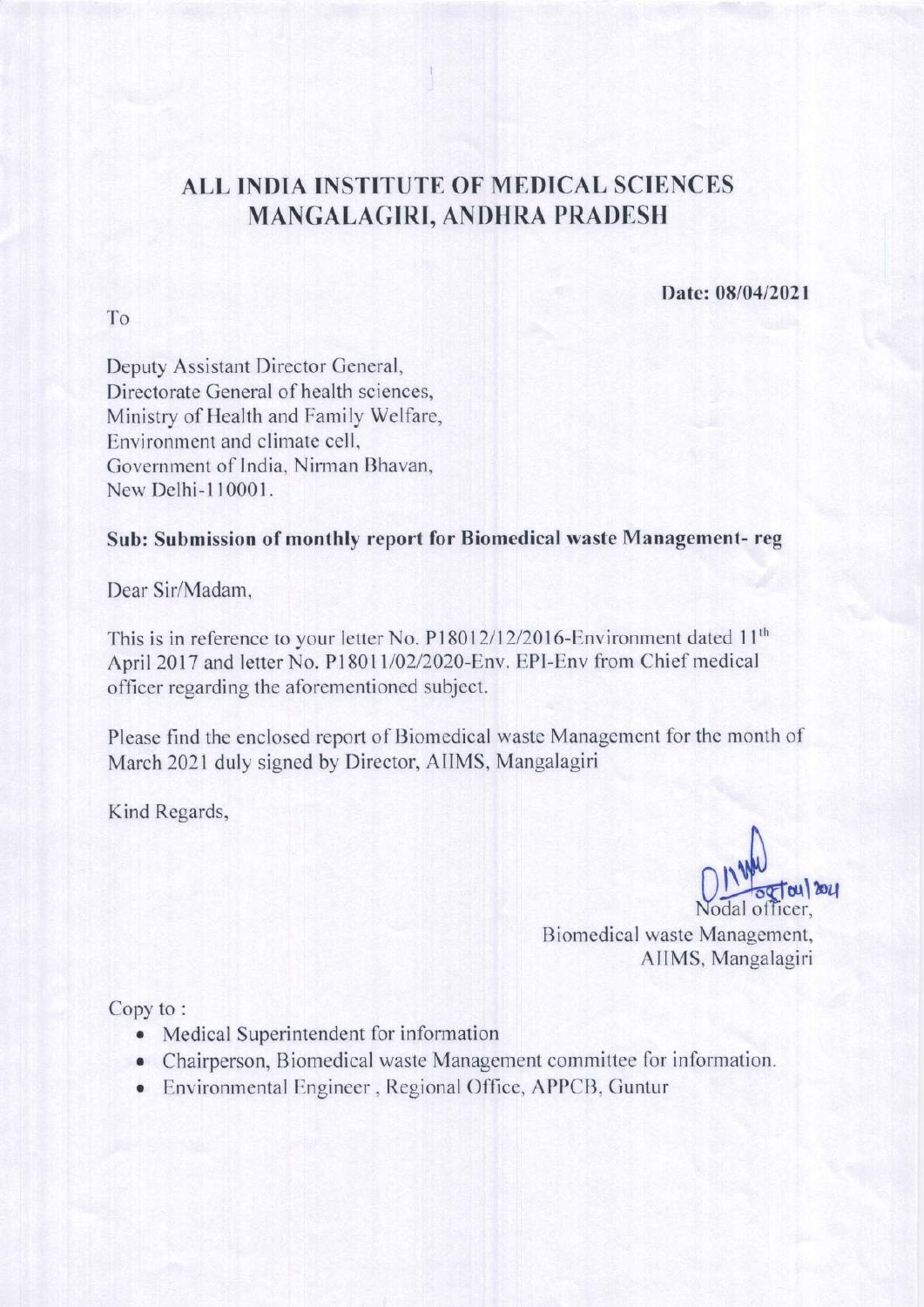# ALL INDIA INSTITUTE OF MEDICAL SCIENCES
# MANGALAGIRI, ANDHRA PRADESH

**Date: 08/04/2021**

To

Deputy Assistant Director General,
Directorate General of health sciences,
Ministry of Health and Family Welfare,
Environment and climate cell,
Government of India, Nirman Bhavan,
New Delhi-110001.

**Sub: Submission of monthly report for Biomedical waste Management- reg**

Dear Sir/Madam,

This is in reference to your letter No. P18012/12/2016-Environment dated 11th April 2017 and letter No. P18011/02/2020-Env. EPI-Env from Chief medical officer regarding the aforementioned subject.

Please find the enclosed report of Biomedical waste Management for the month of March 2021 duly signed by Director, AIIMS, Mangalagiri

Kind Regards,

08/04/2021

Nodal officer,
Biomedical waste Management,
AIIMS, Mangalagiri

Copy to :

- Medical Superintendent for information
- Chairperson, Biomedical waste Management committee for information.
- Environmental Engineer , Regional Office, APPCB, Guntur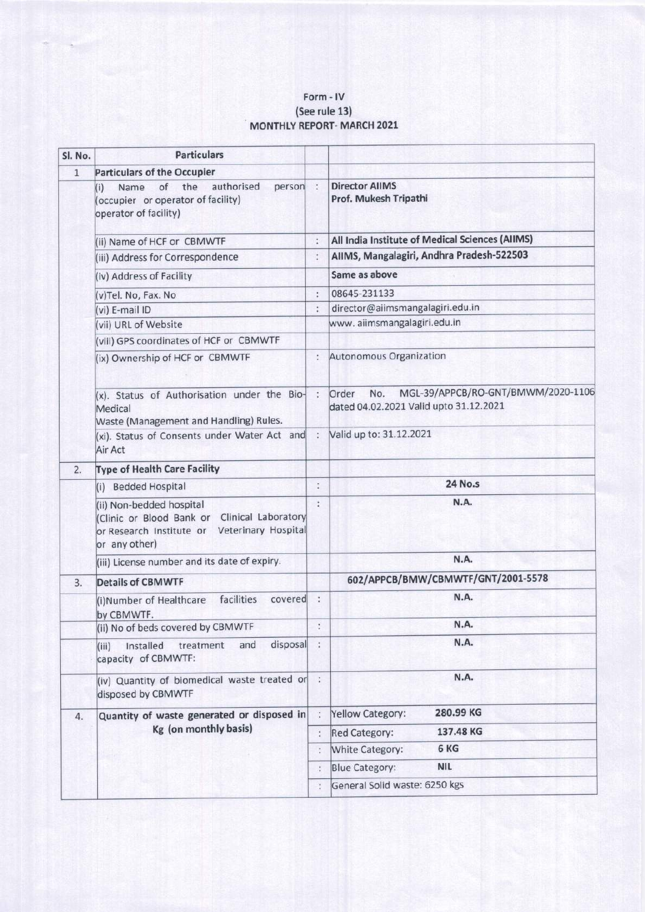# Form - IV
(See rule 13)
## MONTHLY REPORT- MARCH 2021

| Sl. No. | Particulars | | |
|---|---|---|---|
| 1 | **Particulars of the Occupier** | | |
| | (i) Name of the authorised person (occupier or operator of facility) operator of facility) | : | **Director AIIMS**<br>**Prof. Mukesh Tripathi** |
| | (ii) Name of HCF or CBMWTF | : | **All India Institute of Medical Sciences (AIIMS)** |
| | (iii) Address for Correspondence | : | **AIIMS, Mangalagiri, Andhra Pradesh-522503** |
| | (iv) Address of Facility | | **Same as above** |
| | (v)Tel. No, Fax. No | : | 08645-231133 |
| | (vi) E-mail ID | : | director@aiimsmangalagiri.edu.in |
| | (vii) URL of Website | | www. aiimsmangalagiri.edu.in |
| | (viii) GPS coordinates of HCF or CBMWTF | | |
| | (ix) Ownership of HCF or CBMWTF | : | Autonomous Organization |
| | (x). Status of Authorisation under the Bio-Medical Waste (Management and Handling) Rules. | : | Order No. MGL-39/APPCB/RO-GNT/BMWM/2020-1106 dated 04.02.2021 Valid upto 31.12.2021 |
| | (xi). Status of Consents under Water Act and Air Act | : | Valid up to: 31.12.2021 |
| 2. | **Type of Health Care Facility** | | |
| | (i) Bedded Hospital | : | **24 No.s** |
| | (ii) Non-bedded hospital (Clinic or Blood Bank or Clinical Laboratory or Research Institute or Veterinary Hospital or any other) | : | **N.A.** |
| | (iii) License number and its date of expiry. | | **N.A.** |
| 3. | **Details of CBMWTF** | | **602/APPCB/BMW/CBMWTF/GNT/2001-5578** |
| | (i)Number of Healthcare facilities covered by CBMWTF. | : | **N.A.** |
| | (ii) No of beds covered by CBMWTF | : | **N.A.** |
| | (iii) Installed treatment and disposal capacity of CBMWTF: | : | **N.A.** |
| | (iv) Quantity of biomedical waste treated or disposed by CBMWTF | : | **N.A.** |
| 4. | **Quantity of waste generated or disposed in Kg (on monthly basis)** | : | Yellow Category: **280.99 KG** |
| | | : | Red Category: **137.48 KG** |
| | | : | White Category: **6 KG** |
| | | : | Blue Category: **NIL** |
| | | : | General Solid waste: 6250 kgs |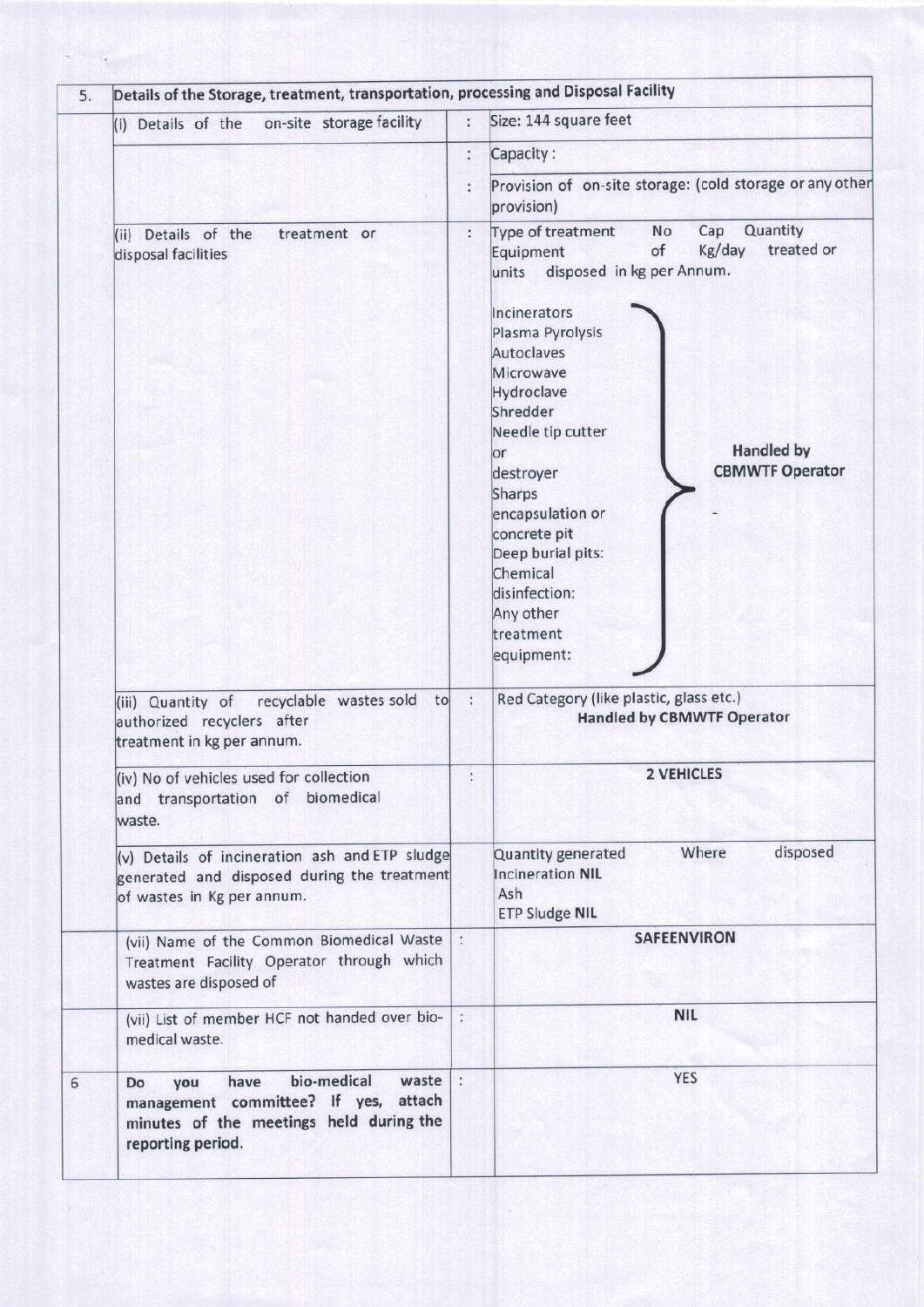| 5. | Details of the Storage, treatment, transportation, processing and Disposal Facility | | |
|---|---|---|---|
| | (i) Details of the on-site storage facility | : | Size: 144 square feet |
| | | : | Capacity : |
| | | : | Provision of on-site storage: (cold storage or any other provision) |
| | (ii) Details of the treatment or disposal facilities | : | Type of treatment Equipment / No of units / Cap Kg/day / Quantity treated or disposed in kg per Annum.<br><br>Incinerators<br>Plasma Pyrolysis<br>Autoclaves<br>Microwave<br>Hydroclave<br>Shredder<br>Needle tip cutter or destroyer<br>Sharps encapsulation or concrete pit<br>Deep burial pits:<br>Chemical disinfection:<br>Any other treatment equipment:<br>} **Handled by CBMWTF Operator** - |
| | (iii) Quantity of recyclable wastes sold to authorized recyclers after treatment in kg per annum. | : | Red Category (like plastic, glass etc.) **Handled by CBMWTF Operator** |
| | (iv) No of vehicles used for collection and transportation of biomedical waste. | : | **2 VEHICLES** |
| | (v) Details of incineration ash and ETP sludge generated and disposed during the treatment of wastes in Kg per annum. | | Quantity generated / Where disposed<br>Incineration Ash **NIL**<br>ETP Sludge **NIL** |
| | (vii) Name of the Common Biomedical Waste Treatment Facility Operator through which wastes are disposed of | : | **SAFEENVIRON** |
| | (vii) List of member HCF not handed over bio-medical waste. | : | **NIL** |
| 6 | **Do you have bio-medical waste management committee? If yes, attach minutes of the meetings held during the reporting period.** | : | YES |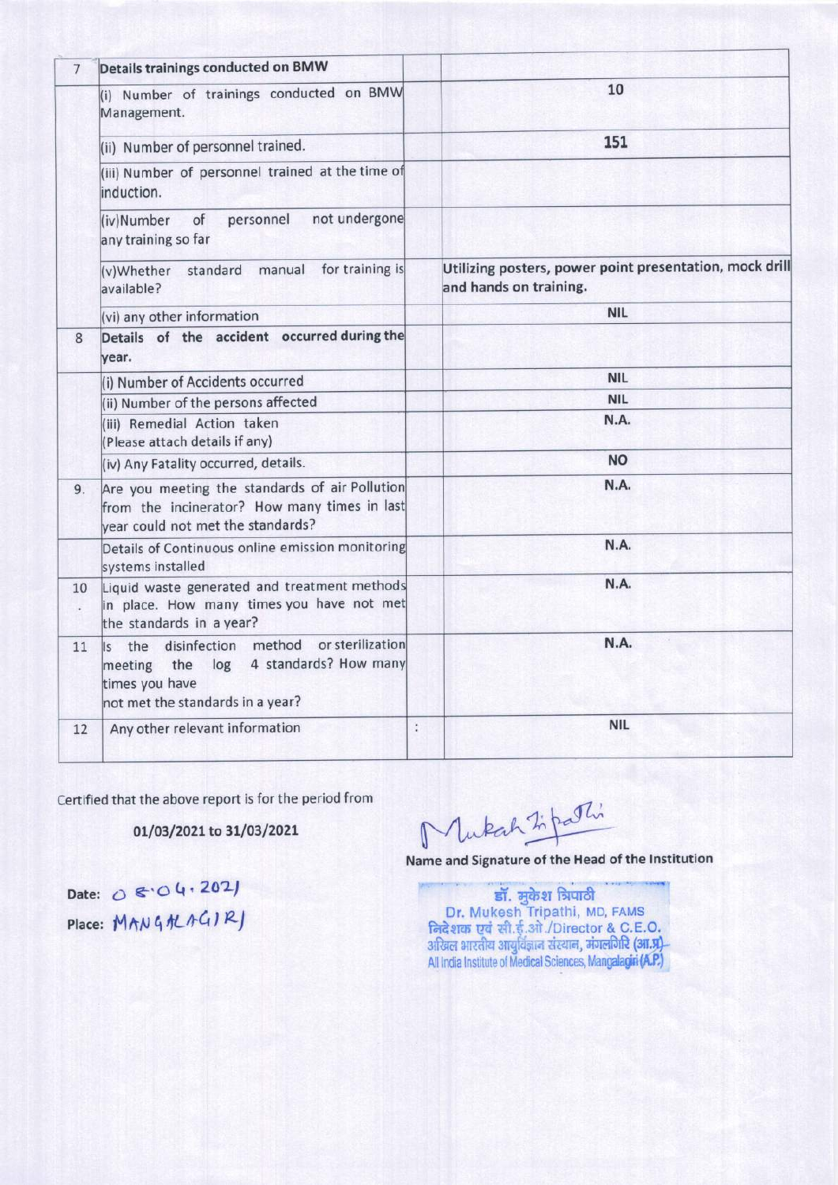| | | | |
|---|---|---|---|
| 7 | **Details trainings conducted on BMW** | | |
| | (i) Number of trainings conducted on BMW Management. | | **10** |
| | (ii) Number of personnel trained. | | **151** |
| | (iii) Number of personnel trained at the time of induction. | | |
| | (iv)Number of personnel not undergone any training so far | | |
| | (v)Whether standard manual for training is available? | | **Utilizing posters, power point presentation, mock drill and hands on training.** |
| | (vi) any other information | | **NIL** |
| 8 | **Details of the accident occurred during the year.** | | |
| | (i) Number of Accidents occurred | | **NIL** |
| | (ii) Number of the persons affected | | **NIL** |
| | (iii) Remedial Action taken (Please attach details if any) | | **N.A.** |
| | (iv) Any Fatality occurred, details. | | **NO** |
| 9. | Are you meeting the standards of air Pollution from the incinerator? How many times in last year could not met the standards? | | **N.A.** |
| | Details of Continuous online emission monitoring systems installed | | **N.A.** |
| 10. | Liquid waste generated and treatment methods in place. How many times you have not met the standards in a year? | | **N.A.** |
| 11 | Is the disinfection method or sterilization meeting the log 4 standards? How many times you have not met the standards in a year? | | **N.A.** |
| 12 | Any other relevant information | : | **NIL** |

Certified that the above report is for the period from

**01/03/2021 to 31/03/2021**

Date: 08.04.2021

Place: MANGALAGIRI

Mukesh Tripathi

**Name and Signature of the Head of the Institution**

डॉ. मुकेश त्रिपाठी
Dr. Mukesh Tripathi, MD, FAMS
निदेशक एवं सी.ई.ओ./Director & C.E.O.
अखिल भारतीय आयुर्विज्ञान संस्थान, मंगलगिरि (आ.प्र.)
All India Institute of Medical Sciences, Mangalagiri (A.P.)